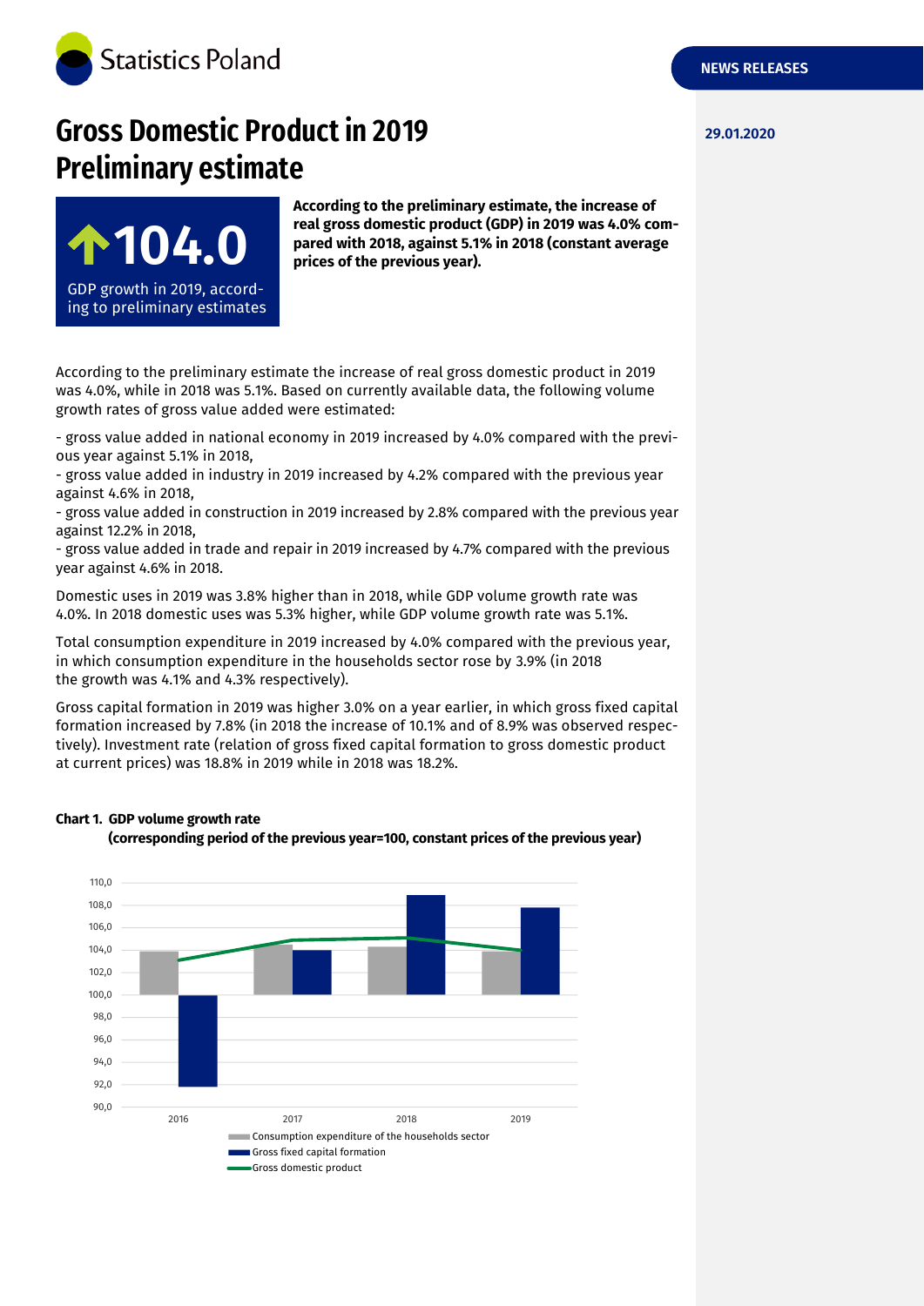Statistics Poland

NEWS RELEASES

29.01.2020

# Gross Domestic Product in 2019 Preliminary estimate

**104.0**

GDP growth in 2019, according to preliminary estimates

**According to the preliminary estimate, the increase of real gross domestic product (GDP) in 2019 was 4.0% compared with 2018, against 5.1% in 2018 (constant average prices of the previous year).**

According to the preliminary estimate the increase of real gross domestic product in 2019 was 4.0%, while in 2018 was 5.1%. Based on currently available data, the following volume growth rates of gross value added were estimated:

- gross value added in national economy in 2019 increased by 4.0% compared with the previous year against 5.1% in 2018,
- gross value added in industry in 2019 increased by 4.2% compared with the previous year against 4.6% in 2018,
- gross value added in construction in 2019 increased by 2.8% compared with the previous year against 12.2% in 2018,
- gross value added in trade and repair in 2019 increased by 4.7% compared with the previous year against 4.6% in 2018.

Domestic uses in 2019 was 3.8% higher than in 2018, while GDP volume growth rate was 4.0%. In 2018 domestic uses was 5.3% higher, while GDP volume growth rate was 5.1%.

Total consumption expenditure in 2019 increased by 4.0% compared with the previous year, in which consumption expenditure in the households sector rose by 3.9% (in 2018 the growth was 4.1% and 4.3% respectively).

Gross capital formation in 2019 was higher 3.0% on a year earlier, in which gross fixed capital formation increased by 7.8% (in 2018 the increase of 10.1% and of 8.9% was observed respectively). Investment rate (relation of gross fixed capital formation to gross domestic product at current prices) was 18.8% in 2019 while in 2018 was 18.2%.

**Chart 1. GDP volume growth rate (corresponding period of the previous year=100, constant prices of the previous year)**

Legend: Consumption expenditure of the households sector; Gross fixed capital formation; Gross domestic product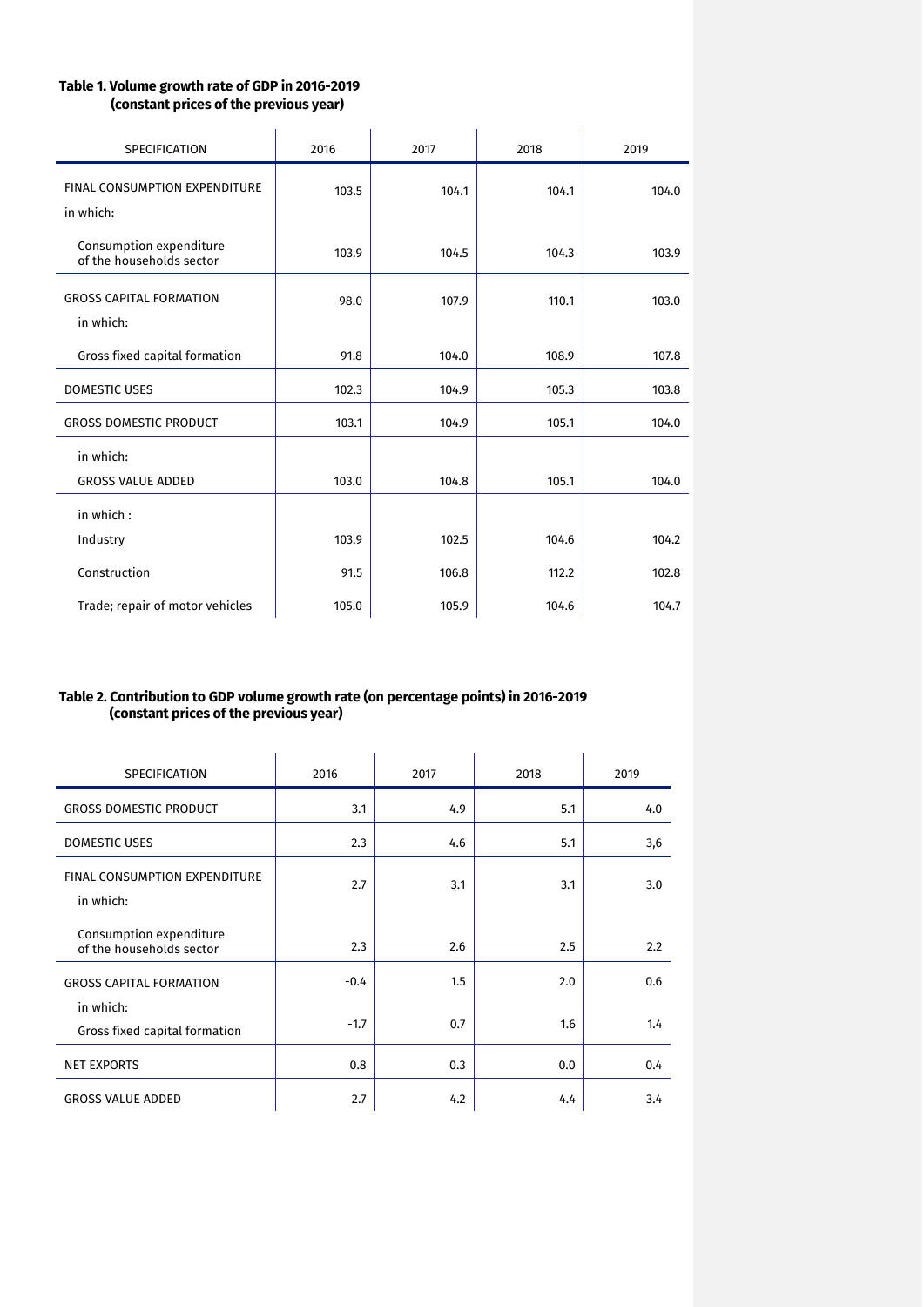**Table 1. Volume growth rate of GDP in 2016-2019 (constant prices of the previous year)**

| SPECIFICATION | 2016 | 2017 | 2018 | 2019 |
|---|---|---|---|---|
| FINAL CONSUMPTION EXPENDITURE | 103.5 | 104.1 | 104.1 | 104.0 |
| in which: | | | | |
| Consumption expenditure of the households sector | 103.9 | 104.5 | 104.3 | 103.9 |
| GROSS CAPITAL FORMATION | 98.0 | 107.9 | 110.1 | 103.0 |
| in which: | | | | |
| Gross fixed capital formation | 91.8 | 104.0 | 108.9 | 107.8 |
| DOMESTIC USES | 102.3 | 104.9 | 105.3 | 103.8 |
| GROSS DOMESTIC PRODUCT | 103.1 | 104.9 | 105.1 | 104.0 |
| in which: | | | | |
| GROSS VALUE ADDED | 103.0 | 104.8 | 105.1 | 104.0 |
| in which : | | | | |
| Industry | 103.9 | 102.5 | 104.6 | 104.2 |
| Construction | 91.5 | 106.8 | 112.2 | 102.8 |
| Trade; repair of motor vehicles | 105.0 | 105.9 | 104.6 | 104.7 |

**Table 2. Contribution to GDP volume growth rate (on percentage points) in 2016-2019 (constant prices of the previous year)**

| SPECIFICATION | 2016 | 2017 | 2018 | 2019 |
|---|---|---|---|---|
| GROSS DOMESTIC PRODUCT | 3.1 | 4.9 | 5.1 | 4.0 |
| DOMESTIC USES | 2.3 | 4.6 | 5.1 | 3,6 |
| FINAL CONSUMPTION EXPENDITURE | 2.7 | 3.1 | 3.1 | 3.0 |
| in which: | | | | |
| Consumption expenditure of the households sector | 2.3 | 2.6 | 2.5 | 2.2 |
| GROSS CAPITAL FORMATION | -0.4 | 1.5 | 2.0 | 0.6 |
| in which: | | | | |
| Gross fixed capital formation | -1.7 | 0.7 | 1.6 | 1.4 |
| NET EXPORTS | 0.8 | 0.3 | 0.0 | 0.4 |
| GROSS VALUE ADDED | 2.7 | 4.2 | 4.4 | 3.4 |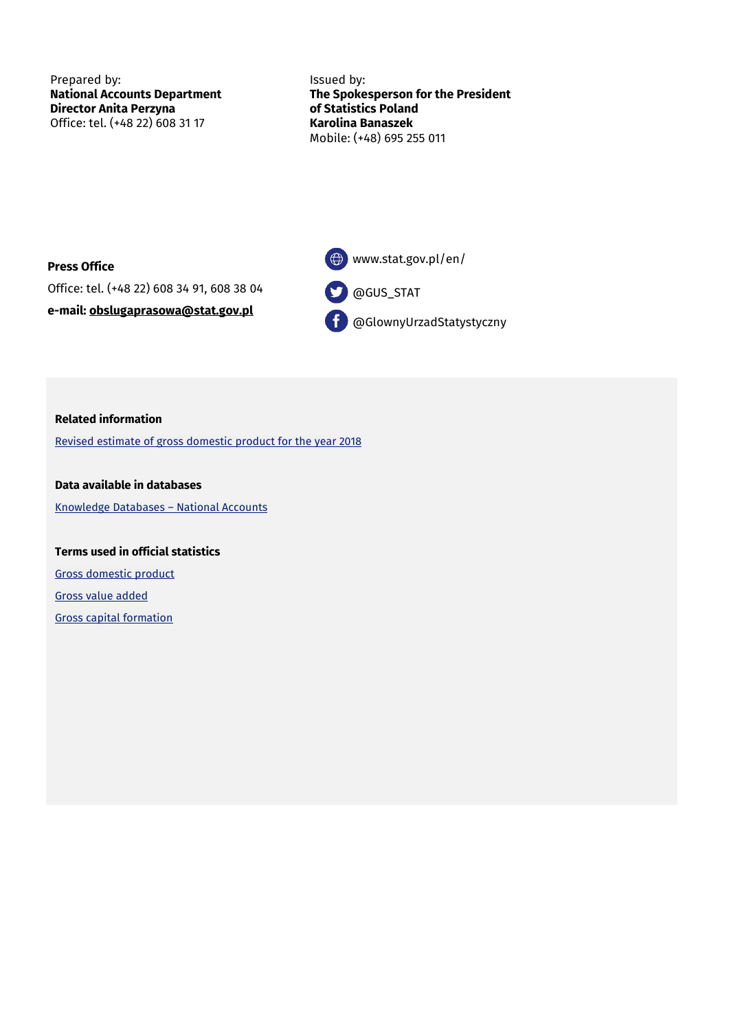Prepared by:
**National Accounts Department**
**Director Anita Perzyna**
Office: tel. (+48 22) 608 31 17

Issued by:
**The Spokesperson for the President of Statistics Poland**
**Karolina Banaszek**
Mobile: (+48) 695 255 011

**Press Office**

Office: tel. (+48 22) 608 34 91, 608 38 04

**e-mail: obslugaprasowa@stat.gov.pl**

www.stat.gov.pl/en/

@GUS_STAT

@GlownyUrzadStatystyczny

**Related information**

Revised estimate of gross domestic product for the year 2018

**Data available in databases**

Knowledge Databases – National Accounts

**Terms used in official statistics**

Gross domestic product

Gross value added

Gross capital formation